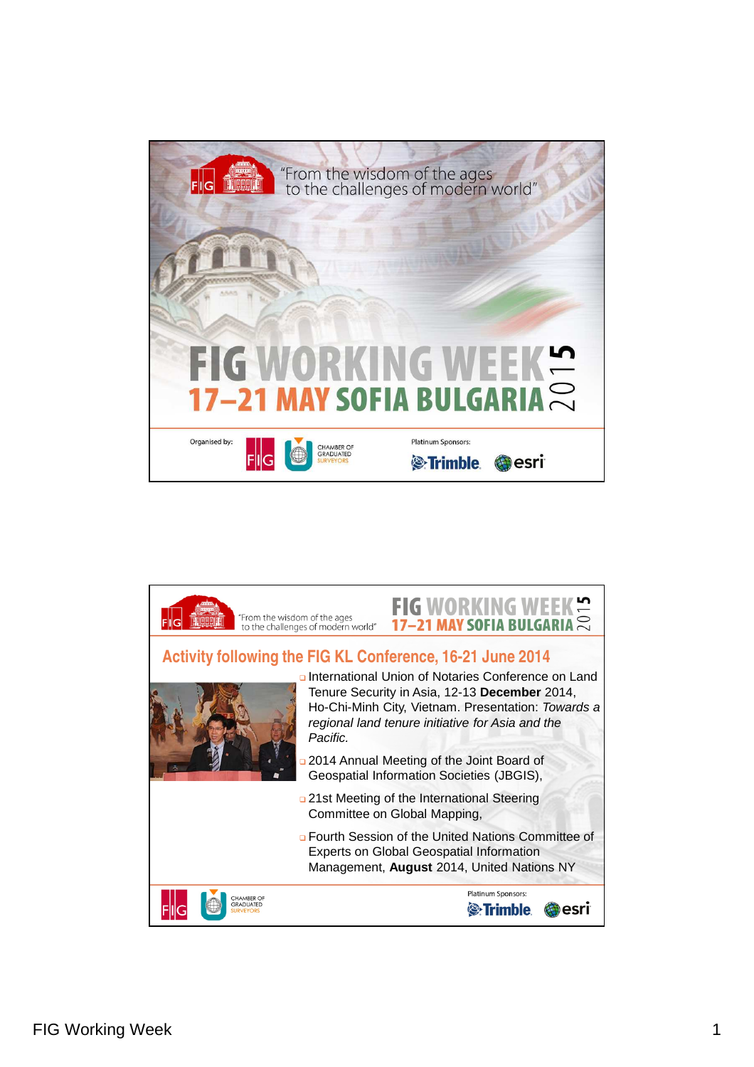"From the wisdom of the ages to the challenges of modern world"

# FIG WORKING WEEK 2015

## 17–21 MAY SOFIA BULGARIA

Organised by: FIG, Chamber of Graduated Surveyors

Platinum Sponsors: Trimble, esri

---

"From the wisdom of the ages to the challenges of modern world"

FIG WORKING WEEK 2015 — 17–21 MAY SOFIA BULGARIA

## Activity following the FIG KL Conference, 16-21 June 2014

- International Union of Notaries Conference on Land Tenure Security in Asia, 12-13 **December** 2014, Ho-Chi-Minh City, Vietnam. Presentation: *Towards a regional land tenure initiative for Asia and the Pacific.*
- 2014 Annual Meeting of the Joint Board of Geospatial Information Societies (JBGIS),
- 21st Meeting of the International Steering Committee on Global Mapping,
- Fourth Session of the United Nations Committee of Experts on Global Geospatial Information Management, **August** 2014, United Nations NY

Platinum Sponsors: Trimble, esri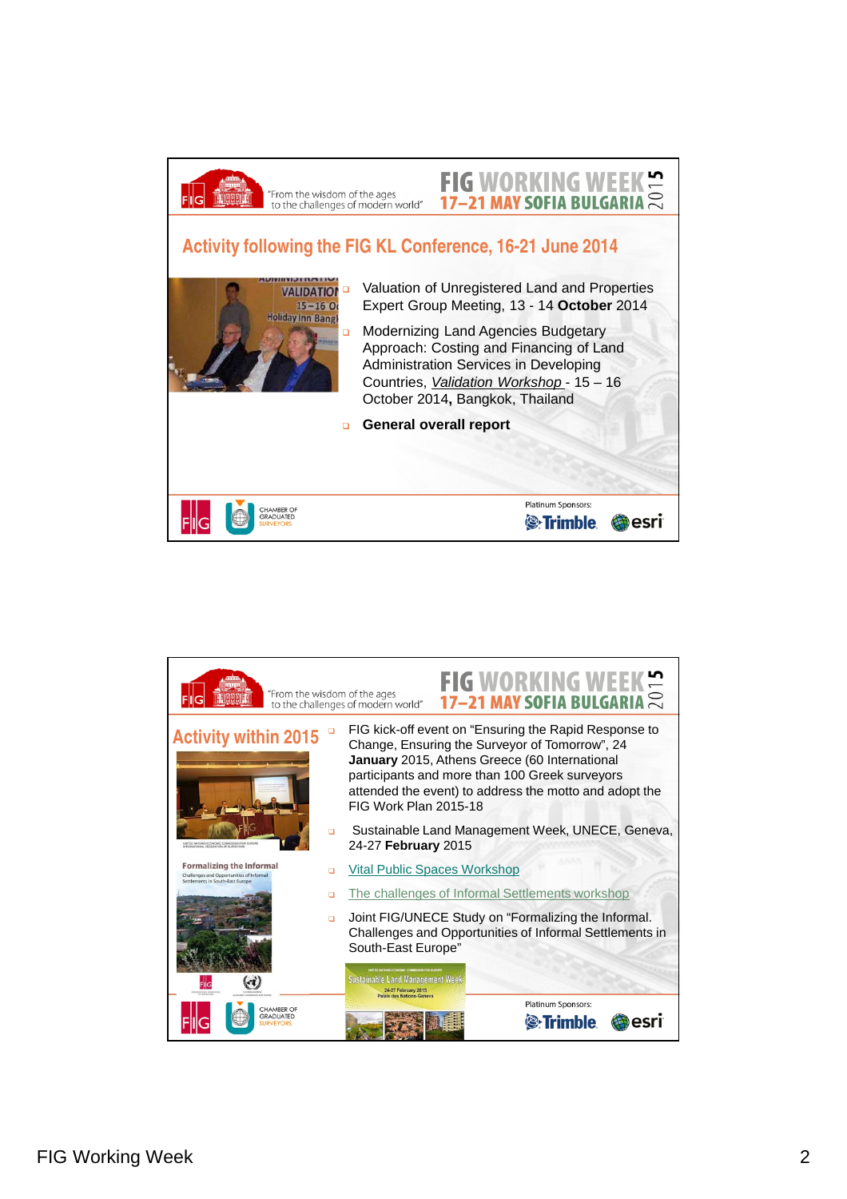## Activity following the FIG KL Conference, 16-21 June 2014

- Valuation of Unregistered Land and Properties Expert Group Meeting, 13 - 14 **October** 2014
- Modernizing Land Agencies Budgetary Approach: Costing and Financing of Land Administration Services in Developing Countries, *Validation Workshop* - 15 – 16 October 2014**,** Bangkok, Thailand
- **General overall report**

## Activity within 2015

- FIG kick-off event on "Ensuring the Rapid Response to Change, Ensuring the Surveyor of Tomorrow", 24 **January** 2015, Athens Greece (60 International participants and more than 100 Greek surveyors attended the event) to address the motto and adopt the FIG Work Plan 2015-18
- Sustainable Land Management Week, UNECE, Geneva, 24-27 **February** 2015
- Vital Public Spaces Workshop
- The challenges of Informal Settlements workshop
- Joint FIG/UNECE Study on "Formalizing the Informal. Challenges and Opportunities of Informal Settlements in South-East Europe"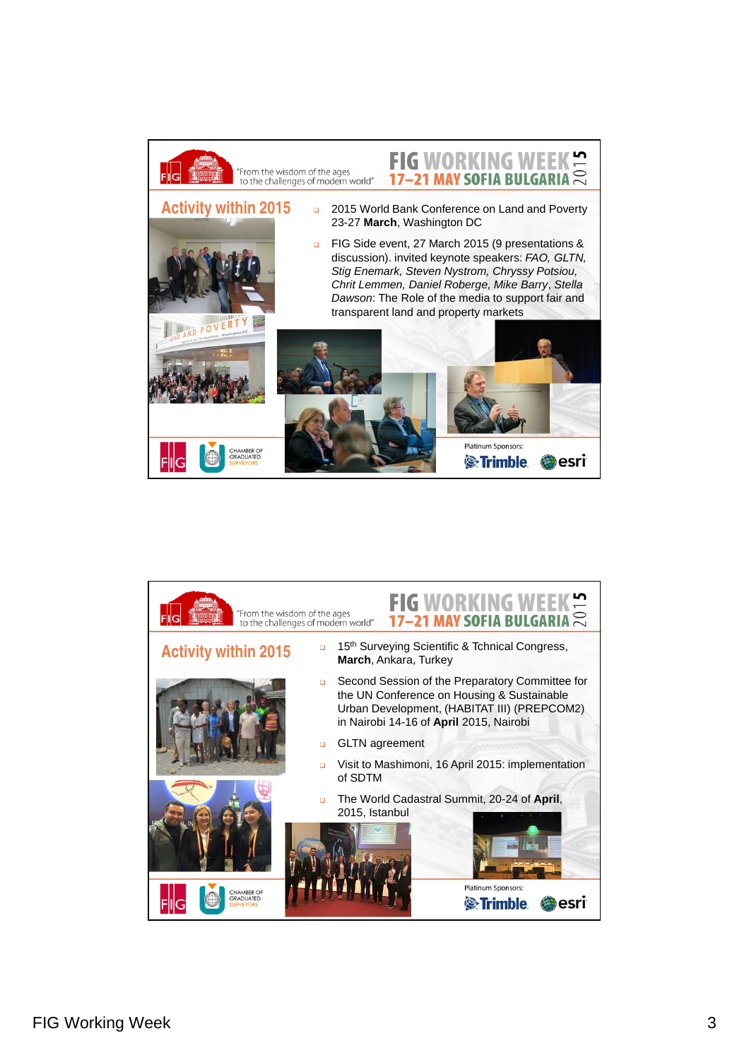"From the wisdom of the ages to the challenges of modern world"

FIG WORKING WEEK 2015
17–21 MAY SOFIA BULGARIA

## Activity within 2015

- 2015 World Bank Conference on Land and Poverty 23-27 **March**, Washington DC
- FIG Side event, 27 March 2015 (9 presentations & discussion). invited keynote speakers: *FAO, GLTN, Stig Enemark, Steven Nystrom, Chryssy Potsiou, Chrit Lemmen, Daniel Roberge, Mike Barry*, *Stella Dawson*: The Role of the media to support fair and transparent land and property markets

Platinum Sponsors: Trimble esri

"From the wisdom of the ages to the challenges of modern world"

FIG WORKING WEEK 2015
17–21 MAY SOFIA BULGARIA

## Activity within 2015

- 15th Surveying Scientific & Tchnical Congress, **March**, Ankara, Turkey
- Second Session of the Preparatory Committee for the UN Conference on Housing & Sustainable Urban Development, (HABITAT III) (PREPCOM2) in Nairobi 14-16 of **April** 2015, Nairobi
- GLTN agreement
- Visit to Mashimoni, 16 April 2015: implementation of SDTM
- The World Cadastral Summit, 20-24 of **April**, 2015, Istanbul

Platinum Sponsors: Trimble esri